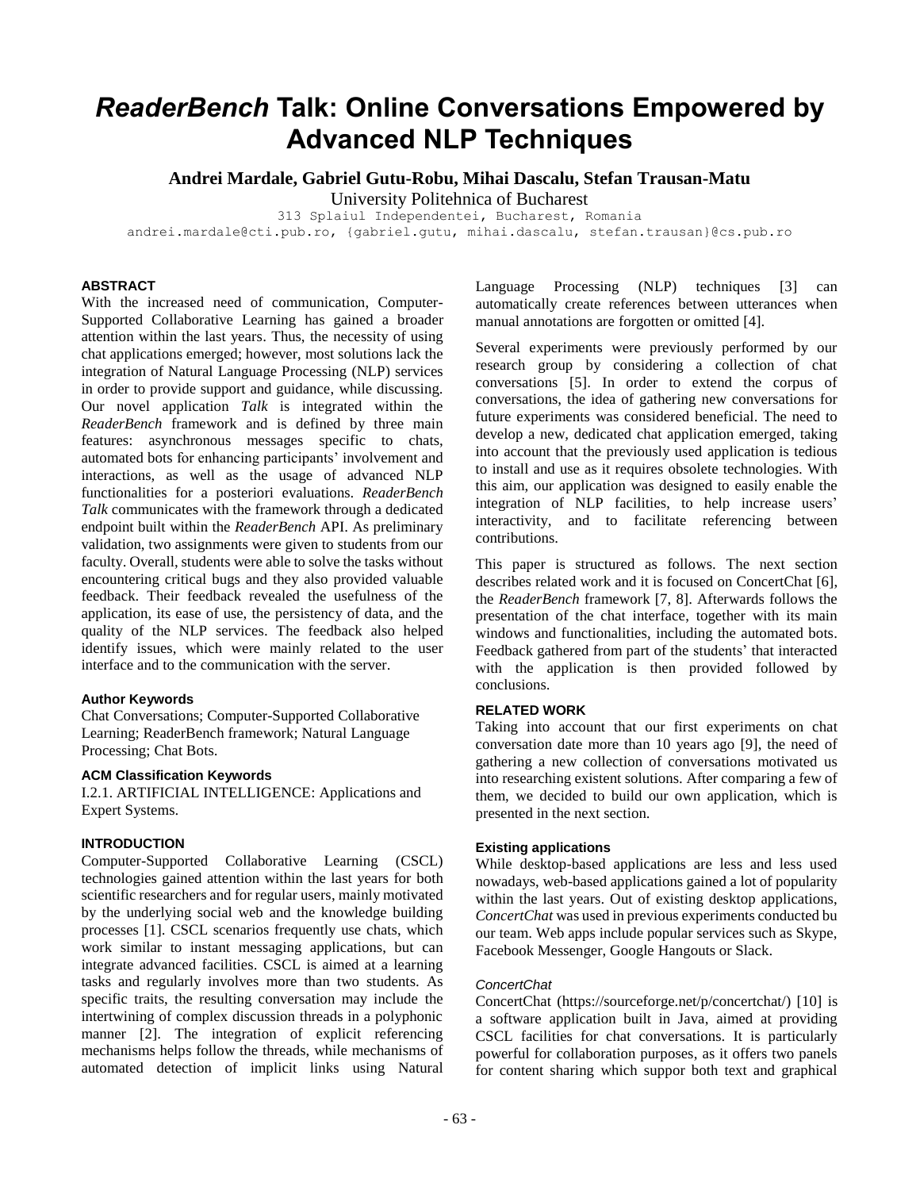# *ReaderBench* Talk: Online Conversations Empowered by Advanced NLP Techniques

**Andrei Mardale, Gabriel Gutu-Robu, Mihai Dascalu, Stefan Trausan-Matu**

University Politehnica of Bucharest

313 Splaiul Independentei, Bucharest, Romania

andrei.mardale@cti.pub.ro, {gabriel.gutu, mihai.dascalu, stefan.trausan}@cs.pub.ro

### ABSTRACT

With the increased need of communication, Computer-Supported Collaborative Learning has gained a broader attention within the last years. Thus, the necessity of using chat applications emerged; however, most solutions lack the integration of Natural Language Processing (NLP) services in order to provide support and guidance, while discussing. Our novel application *Talk* is integrated within the *ReaderBench* framework and is defined by three main features: asynchronous messages specific to chats, automated bots for enhancing participants' involvement and interactions, as well as the usage of advanced NLP functionalities for a posteriori evaluations. *ReaderBench Talk* communicates with the framework through a dedicated endpoint built within the *ReaderBench* API. As preliminary validation, two assignments were given to students from our faculty. Overall, students were able to solve the tasks without encountering critical bugs and they also provided valuable feedback. Their feedback revealed the usefulness of the application, its ease of use, the persistency of data, and the quality of the NLP services. The feedback also helped identify issues, which were mainly related to the user interface and to the communication with the server.

#### Author Keywords

Chat Conversations; Computer-Supported Collaborative Learning; ReaderBench framework; Natural Language Processing; Chat Bots.

#### ACM Classification Keywords

I.2.1. ARTIFICIAL INTELLIGENCE: Applications and Expert Systems.

### INTRODUCTION

Computer-Supported Collaborative Learning (CSCL) technologies gained attention within the last years for both scientific researchers and for regular users, mainly motivated by the underlying social web and the knowledge building processes [1]. CSCL scenarios frequently use chats, which work similar to instant messaging applications, but can integrate advanced facilities. CSCL is aimed at a learning tasks and regularly involves more than two students. As specific traits, the resulting conversation may include the intertwining of complex discussion threads in a polyphonic manner [2]. The integration of explicit referencing mechanisms helps follow the threads, while mechanisms of automated detection of implicit links using Natural Language Processing (NLP) techniques [3] can automatically create references between utterances when manual annotations are forgotten or omitted [4].

Several experiments were previously performed by our research group by considering a collection of chat conversations [5]. In order to extend the corpus of conversations, the idea of gathering new conversations for future experiments was considered beneficial. The need to develop a new, dedicated chat application emerged, taking into account that the previously used application is tedious to install and use as it requires obsolete technologies. With this aim, our application was designed to easily enable the integration of NLP facilities, to help increase users' interactivity, and to facilitate referencing between contributions.

This paper is structured as follows. The next section describes related work and it is focused on ConcertChat [6], the *ReaderBench* framework [7, 8]. Afterwards follows the presentation of the chat interface, together with its main windows and functionalities, including the automated bots. Feedback gathered from part of the students' that interacted with the application is then provided followed by conclusions.

### RELATED WORK

Taking into account that our first experiments on chat conversation date more than 10 years ago [9], the need of gathering a new collection of conversations motivated us into researching existent solutions. After comparing a few of them, we decided to build our own application, which is presented in the next section.

#### Existing applications

While desktop-based applications are less and less used nowadays, web-based applications gained a lot of popularity within the last years. Out of existing desktop applications, *ConcertChat* was used in previous experiments conducted bu our team. Web apps include popular services such as Skype, Facebook Messenger, Google Hangouts or Slack.

##### *ConcertChat*

ConcertChat (https://sourceforge.net/p/concertchat/) [10] is a software application built in Java, aimed at providing CSCL facilities for chat conversations. It is particularly powerful for collaboration purposes, as it offers two panels for content sharing which suppor both text and graphical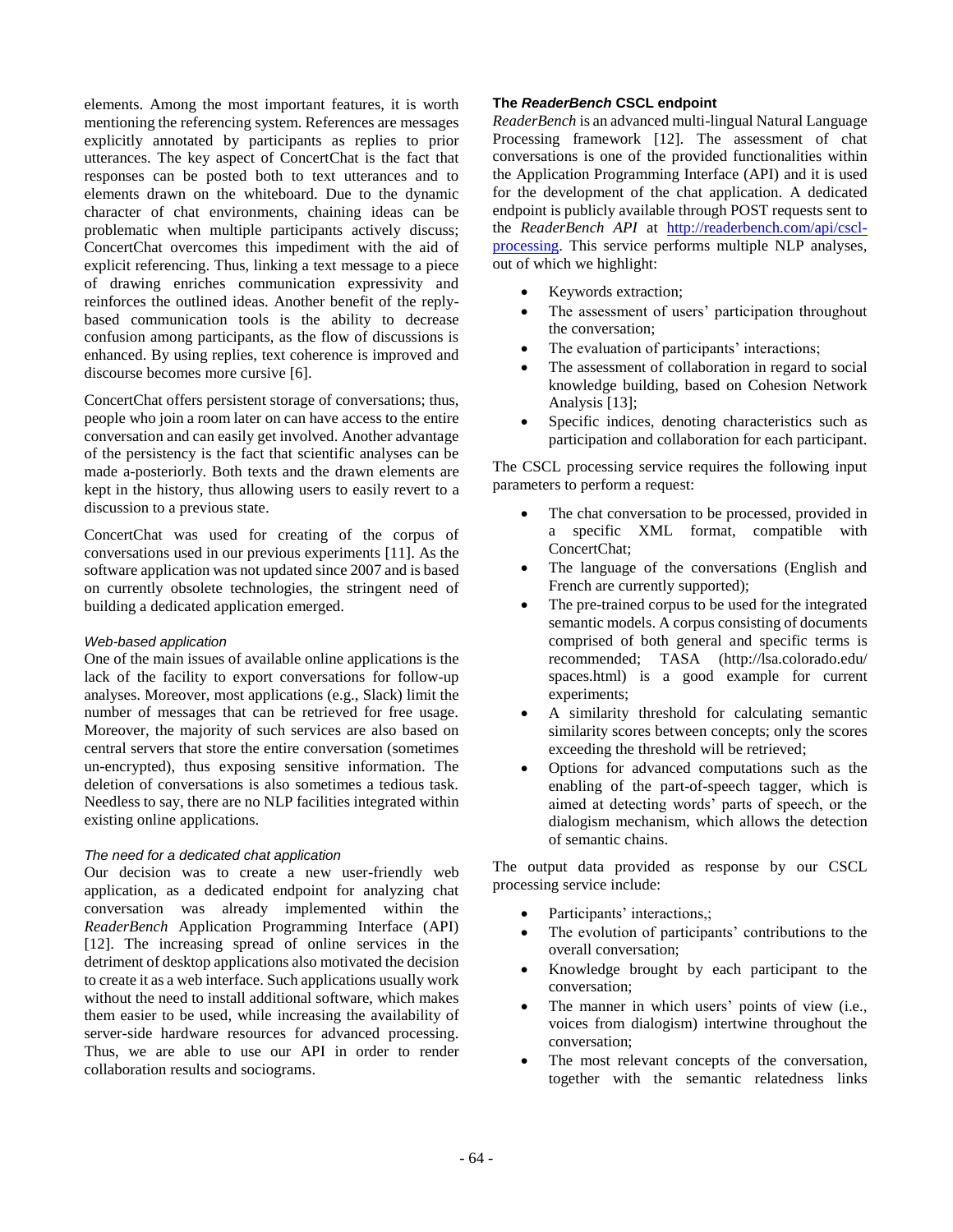elements. Among the most important features, it is worth mentioning the referencing system. References are messages explicitly annotated by participants as replies to prior utterances. The key aspect of ConcertChat is the fact that responses can be posted both to text utterances and to elements drawn on the whiteboard. Due to the dynamic character of chat environments, chaining ideas can be problematic when multiple participants actively discuss; ConcertChat overcomes this impediment with the aid of explicit referencing. Thus, linking a text message to a piece of drawing enriches communication expressivity and reinforces the outlined ideas. Another benefit of the reply-based communication tools is the ability to decrease confusion among participants, as the flow of discussions is enhanced. By using replies, text coherence is improved and discourse becomes more cursive [6].

ConcertChat offers persistent storage of conversations; thus, people who join a room later on can have access to the entire conversation and can easily get involved. Another advantage of the persistency is the fact that scientific analyses can be made a-posteriorly. Both texts and the drawn elements are kept in the history, thus allowing users to easily revert to a discussion to a previous state.

ConcertChat was used for creating of the corpus of conversations used in our previous experiments [11]. As the software application was not updated since 2007 and is based on currently obsolete technologies, the stringent need of building a dedicated application emerged.

#### *Web-based application*

One of the main issues of available online applications is the lack of the facility to export conversations for follow-up analyses. Moreover, most applications (e.g., Slack) limit the number of messages that can be retrieved for free usage. Moreover, the majority of such services are also based on central servers that store the entire conversation (sometimes un-encrypted), thus exposing sensitive information. The deletion of conversations is also sometimes a tedious task. Needless to say, there are no NLP facilities integrated within existing online applications.

#### *The need for a dedicated chat application*

Our decision was to create a new user-friendly web application, as a dedicated endpoint for analyzing chat conversation was already implemented within the *ReaderBench* Application Programming Interface (API) [12]. The increasing spread of online services in the detriment of desktop applications also motivated the decision to create it as a web interface. Such applications usually work without the need to install additional software, which makes them easier to be used, while increasing the availability of server-side hardware resources for advanced processing. Thus, we are able to use our API in order to render collaboration results and sociograms.

### The *ReaderBench* CSCL endpoint

*ReaderBench* is an advanced multi-lingual Natural Language Processing framework [12]. The assessment of chat conversations is one of the provided functionalities within the Application Programming Interface (API) and it is used for the development of the chat application. A dedicated endpoint is publicly available through POST requests sent to the *ReaderBench API* at http://readerbench.com/api/cscl-processing. This service performs multiple NLP analyses, out of which we highlight:

- Keywords extraction;
- The assessment of users' participation throughout the conversation;
- The evaluation of participants' interactions;
- The assessment of collaboration in regard to social knowledge building, based on Cohesion Network Analysis [13];
- Specific indices, denoting characteristics such as participation and collaboration for each participant.

The CSCL processing service requires the following input parameters to perform a request:

- The chat conversation to be processed, provided in a specific XML format, compatible with ConcertChat;
- The language of the conversations (English and French are currently supported);
- The pre-trained corpus to be used for the integrated semantic models. A corpus consisting of documents comprised of both general and specific terms is recommended; TASA (http://lsa.colorado.edu/spaces.html) is a good example for current experiments;
- A similarity threshold for calculating semantic similarity scores between concepts; only the scores exceeding the threshold will be retrieved;
- Options for advanced computations such as the enabling of the part-of-speech tagger, which is aimed at detecting words' parts of speech, or the dialogism mechanism, which allows the detection of semantic chains.

The output data provided as response by our CSCL processing service include:

- Participants' interactions,;
- The evolution of participants' contributions to the overall conversation;
- Knowledge brought by each participant to the conversation;
- The manner in which users' points of view (i.e., voices from dialogism) intertwine throughout the conversation;
- The most relevant concepts of the conversation, together with the semantic relatedness links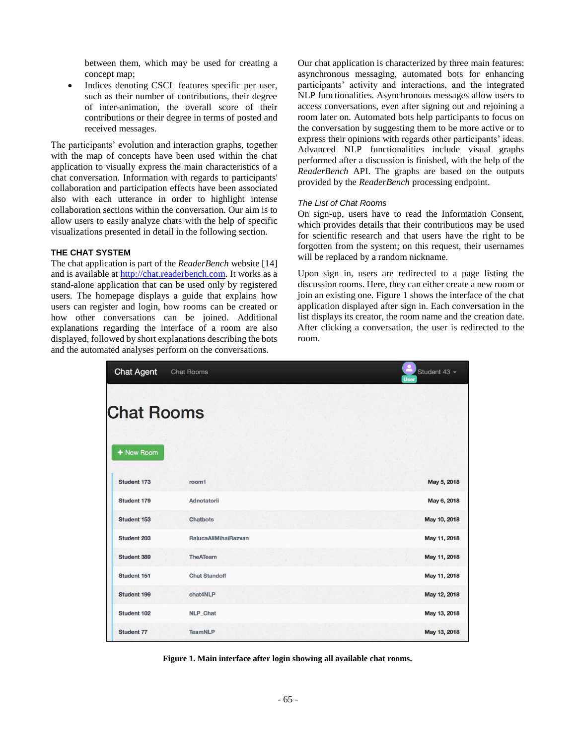between them, which may be used for creating a concept map;

- Indices denoting CSCL features specific per user, such as their number of contributions, their degree of inter-animation, the overall score of their contributions or their degree in terms of posted and received messages.

The participants' evolution and interaction graphs, together with the map of concepts have been used within the chat application to visually express the main characteristics of a chat conversation. Information with regards to participants' collaboration and participation effects have been associated also with each utterance in order to highlight intense collaboration sections within the conversation. Our aim is to allow users to easily analyze chats with the help of specific visualizations presented in detail in the following section.

## THE CHAT SYSTEM

The chat application is part of the *ReaderBench* website [14] and is available at http://chat.readerbench.com. It works as a stand-alone application that can be used only by registered users. The homepage displays a guide that explains how users can register and login, how rooms can be created or how other conversations can be joined. Additional explanations regarding the interface of a room are also displayed, followed by short explanations describing the bots and the automated analyses perform on the conversations.

Our chat application is characterized by three main features: asynchronous messaging, automated bots for enhancing participants' activity and interactions, and the integrated NLP functionalities. Asynchronous messages allow users to access conversations, even after signing out and rejoining a room later on. Automated bots help participants to focus on the conversation by suggesting them to be more active or to express their opinions with regards other participants' ideas. Advanced NLP functionalities include visual graphs performed after a discussion is finished, with the help of the *ReaderBench* API. The graphs are based on the outputs provided by the *ReaderBench* processing endpoint.

### *The List of Chat Rooms*

On sign-up, users have to read the Information Consent, which provides details that their contributions may be used for scientific research and that users have the right to be forgotten from the system; on this request, their usernames will be replaced by a random nickname.

Upon sign in, users are redirected to a page listing the discussion rooms. Here, they can either create a new room or join an existing one. Figure 1 shows the interface of the chat application displayed after sign in. Each conversation in the list displays its creator, the room name and the creation date. After clicking a conversation, the user is redirected to the room.

| Student 173 | room1 | May 5, 2018 |
|---|---|---|
| Student 179 | Adnotatorii | May 6, 2018 |
| Student 153 | Chatbots | May 10, 2018 |
| Student 203 | RalucaAliMihaiRazvan | May 11, 2018 |
| Student 389 | TheATeam | May 11, 2018 |
| Student 151 | Chat Standoff | May 11, 2018 |
| Student 199 | chat4NLP | May 12, 2018 |
| Student 102 | NLP_Chat | May 13, 2018 |
| Student 77 | TeamNLP | May 13, 2018 |

**Figure 1. Main interface after login showing all available chat rooms.**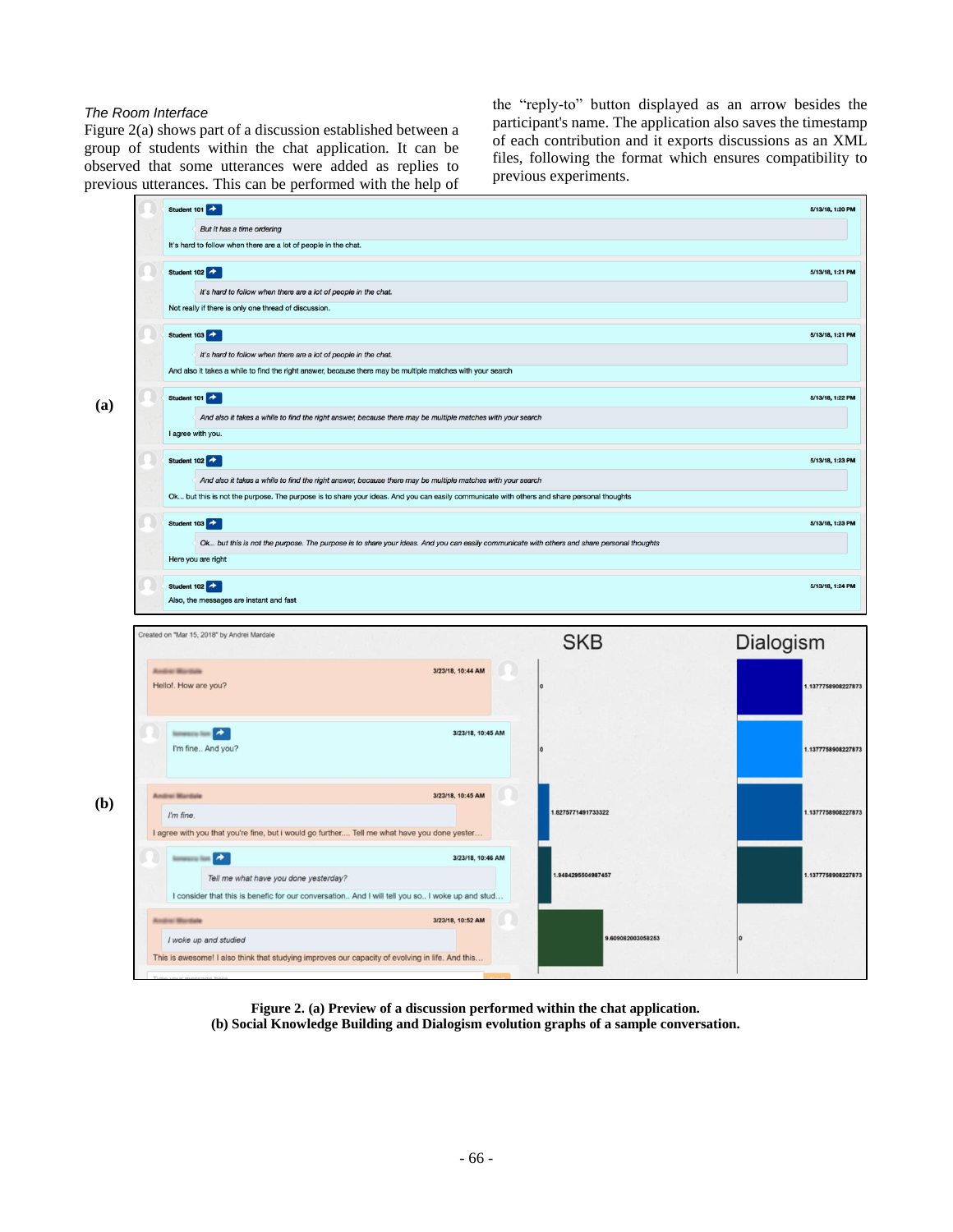*The Room Interface*

Figure 2(a) shows part of a discussion established between a group of students within the chat application. It can be observed that some utterances were added as replies to previous utterances. This can be performed with the help of the "reply-to" button displayed as an arrow besides the participant's name. The application also saves the timestamp of each contribution and it exports discussions as an XML files, following the format which ensures compatibility to previous experiments.

**Figure 2. (a) Preview of a discussion performed within the chat application.**
**(b) Social Knowledge Building and Dialogism evolution graphs of a sample conversation.**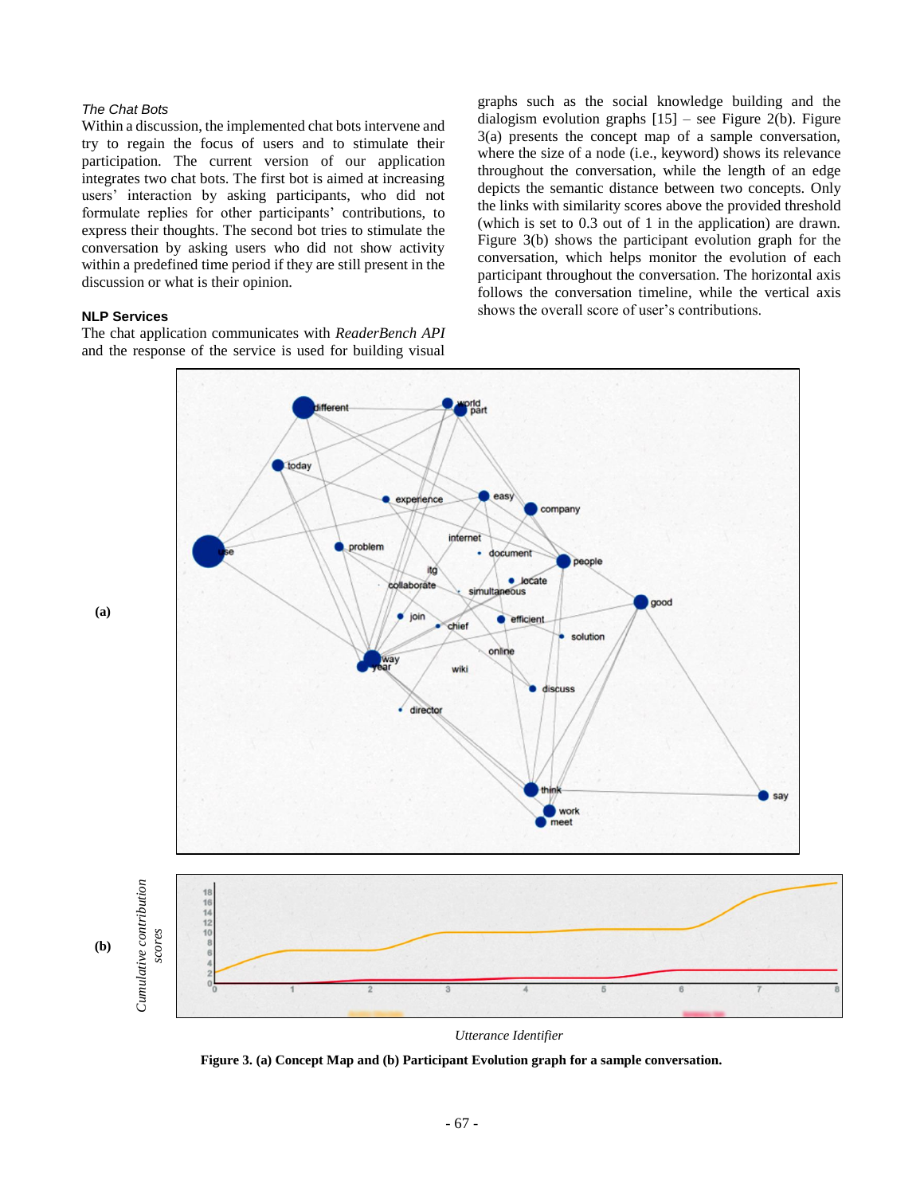*The Chat Bots*

Within a discussion, the implemented chat bots intervene and try to regain the focus of users and to stimulate their participation. The current version of our application integrates two chat bots. The first bot is aimed at increasing users' interaction by asking participants, who did not formulate replies for other participants' contributions, to express their thoughts. The second bot tries to stimulate the conversation by asking users who did not show activity within a predefined time period if they are still present in the discussion or what is their opinion.

**NLP Services**

The chat application communicates with *ReaderBench API* and the response of the service is used for building visual graphs such as the social knowledge building and the dialogism evolution graphs [15] – see Figure 2(b). Figure 3(a) presents the concept map of a sample conversation, where the size of a node (i.e., keyword) shows its relevance throughout the conversation, while the length of an edge depicts the semantic distance between two concepts. Only the links with similarity scores above the provided threshold (which is set to 0.3 out of 1 in the application) are drawn. Figure 3(b) shows the participant evolution graph for the conversation, which helps monitor the evolution of each participant throughout the conversation. The horizontal axis follows the conversation timeline, while the vertical axis shows the overall score of user's contributions.

**Figure 3. (a) Concept Map and (b) Participant Evolution graph for a sample conversation.**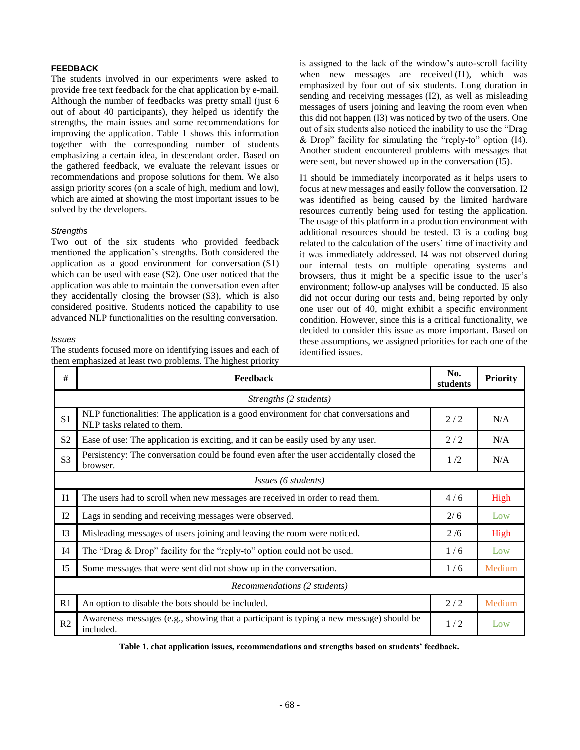## FEEDBACK

The students involved in our experiments were asked to provide free text feedback for the chat application by e-mail. Although the number of feedbacks was pretty small (just 6 out of about 40 participants), they helped us identify the strengths, the main issues and some recommendations for improving the application. Table 1 shows this information together with the corresponding number of students emphasizing a certain idea, in descendant order. Based on the gathered feedback, we evaluate the relevant issues or recommendations and propose solutions for them. We also assign priority scores (on a scale of high, medium and low), which are aimed at showing the most important issues to be solved by the developers.

### *Strengths*

Two out of the six students who provided feedback mentioned the application's strengths. Both considered the application as a good environment for conversation (S1) which can be used with ease (S2). One user noticed that the application was able to maintain the conversation even after they accidentally closing the browser (S3), which is also considered positive. Students noticed the capability to use advanced NLP functionalities on the resulting conversation.

### *Issues*

The students focused more on identifying issues and each of them emphasized at least two problems. The highest priority is assigned to the lack of the window's auto-scroll facility when new messages are received (I1), which was emphasized by four out of six students. Long duration in sending and receiving messages (I2), as well as misleading messages of users joining and leaving the room even when this did not happen (I3) was noticed by two of the users. One out of six students also noticed the inability to use the "Drag & Drop" facility for simulating the "reply-to" option (I4). Another student encountered problems with messages that were sent, but never showed up in the conversation (I5).

I1 should be immediately incorporated as it helps users to focus at new messages and easily follow the conversation. I2 was identified as being caused by the limited hardware resources currently being used for testing the application. The usage of this platform in a production environment with additional resources should be tested. I3 is a coding bug related to the calculation of the users' time of inactivity and it was immediately addressed. I4 was not observed during our internal tests on multiple operating systems and browsers, thus it might be a specific issue to the user's environment; follow-up analyses will be conducted. I5 also did not occur during our tests and, being reported by only one user out of 40, might exhibit a specific environment condition. However, since this is a critical functionality, we decided to consider this issue as more important. Based on these assumptions, we assigned priorities for each one of the identified issues.

| # | Feedback | No. students | Priority |
|---|---|---|---|
| | *Strengths (2 students)* | | |
| S1 | NLP functionalities: The application is a good environment for chat conversations and NLP tasks related to them. | 2 / 2 | N/A |
| S2 | Ease of use: The application is exciting, and it can be easily used by any user. | 2 / 2 | N/A |
| S3 | Persistency: The conversation could be found even after the user accidentally closed the browser. | 1 /2 | N/A |
| | *Issues (6 students)* | | |
| I1 | The users had to scroll when new messages are received in order to read them. | 4 / 6 | High |
| I2 | Lags in sending and receiving messages were observed. | 2/ 6 | Low |
| I3 | Misleading messages of users joining and leaving the room were noticed. | 2 /6 | High |
| I4 | The "Drag & Drop" facility for the "reply-to" option could not be used. | 1 / 6 | Low |
| I5 | Some messages that were sent did not show up in the conversation. | 1 / 6 | Medium |
| | *Recommendations (2 students)* | | |
| R1 | An option to disable the bots should be included. | 2 / 2 | Medium |
| R2 | Awareness messages (e.g., showing that a participant is typing a new message) should be included. | 1 / 2 | Low |

**Table 1. chat application issues, recommendations and strengths based on students' feedback.**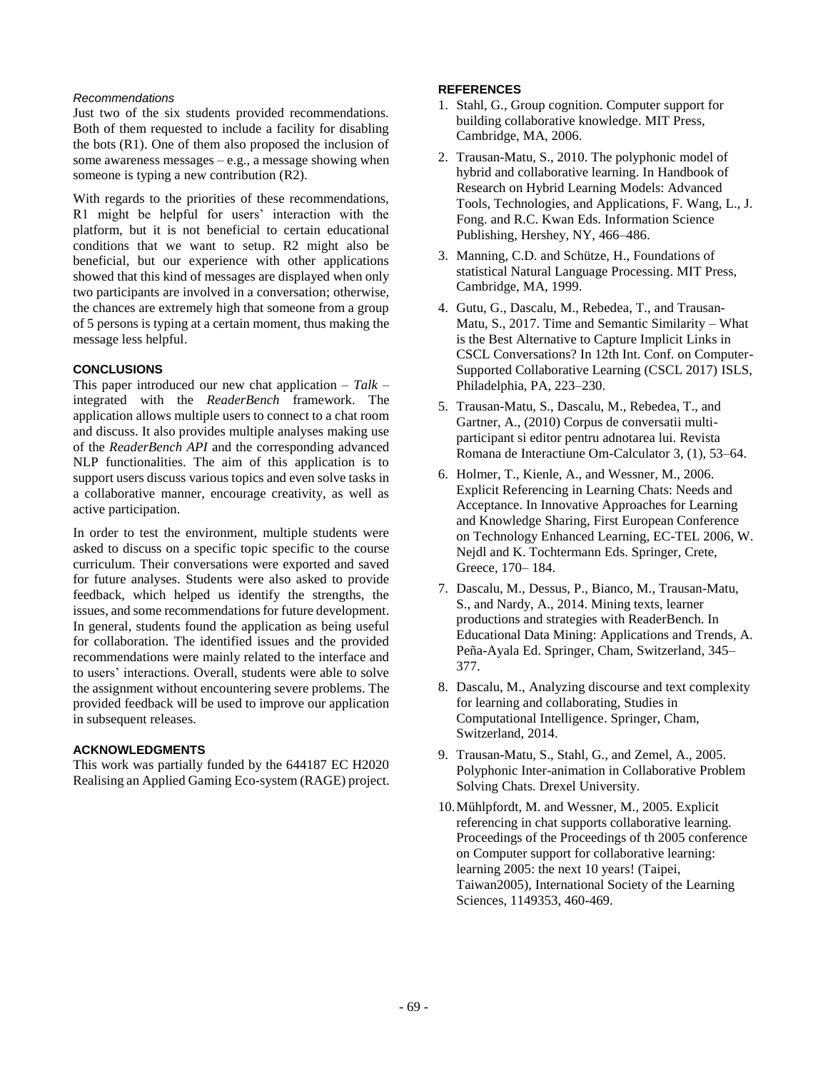### *Recommendations*

Just two of the six students provided recommendations. Both of them requested to include a facility for disabling the bots (R1). One of them also proposed the inclusion of some awareness messages – e.g., a message showing when someone is typing a new contribution (R2).

With regards to the priorities of these recommendations, R1 might be helpful for users' interaction with the platform, but it is not beneficial to certain educational conditions that we want to setup. R2 might also be beneficial, but our experience with other applications showed that this kind of messages are displayed when only two participants are involved in a conversation; otherwise, the chances are extremely high that someone from a group of 5 persons is typing at a certain moment, thus making the message less helpful.

## CONCLUSIONS

This paper introduced our new chat application – *Talk* – integrated with the *ReaderBench* framework. The application allows multiple users to connect to a chat room and discuss. It also provides multiple analyses making use of the *ReaderBench API* and the corresponding advanced NLP functionalities. The aim of this application is to support users discuss various topics and even solve tasks in a collaborative manner, encourage creativity, as well as active participation.

In order to test the environment, multiple students were asked to discuss on a specific topic specific to the course curriculum. Their conversations were exported and saved for future analyses. Students were also asked to provide feedback, which helped us identify the strengths, the issues, and some recommendations for future development. In general, students found the application as being useful for collaboration. The identified issues and the provided recommendations were mainly related to the interface and to users' interactions. Overall, students were able to solve the assignment without encountering severe problems. The provided feedback will be used to improve our application in subsequent releases.

## ACKNOWLEDGMENTS

This work was partially funded by the 644187 EC H2020 Realising an Applied Gaming Eco-system (RAGE) project.

## REFERENCES

1. Stahl, G., Group cognition. Computer support for building collaborative knowledge. MIT Press, Cambridge, MA, 2006.
2. Trausan-Matu, S., 2010. The polyphonic model of hybrid and collaborative learning. In Handbook of Research on Hybrid Learning Models: Advanced Tools, Technologies, and Applications, F. Wang, L., J. Fong. and R.C. Kwan Eds. Information Science Publishing, Hershey, NY, 466–486.
3. Manning, C.D. and Schütze, H., Foundations of statistical Natural Language Processing. MIT Press, Cambridge, MA, 1999.
4. Gutu, G., Dascalu, M., Rebedea, T., and Trausan-Matu, S., 2017. Time and Semantic Similarity – What is the Best Alternative to Capture Implicit Links in CSCL Conversations? In 12th Int. Conf. on Computer-Supported Collaborative Learning (CSCL 2017) ISLS, Philadelphia, PA, 223–230.
5. Trausan-Matu, S., Dascalu, M., Rebedea, T., and Gartner, A., (2010) Corpus de conversatii multi-participant si editor pentru adnotarea lui. Revista Romana de Interactiune Om-Calculator 3, (1), 53–64.
6. Holmer, T., Kienle, A., and Wessner, M., 2006. Explicit Referencing in Learning Chats: Needs and Acceptance. In Innovative Approaches for Learning and Knowledge Sharing, First European Conference on Technology Enhanced Learning, EC-TEL 2006, W. Nejdl and K. Tochtermann Eds. Springer, Crete, Greece, 170– 184.
7. Dascalu, M., Dessus, P., Bianco, M., Trausan-Matu, S., and Nardy, A., 2014. Mining texts, learner productions and strategies with ReaderBench. In Educational Data Mining: Applications and Trends, A. Peña-Ayala Ed. Springer, Cham, Switzerland, 345–377.
8. Dascalu, M., Analyzing discourse and text complexity for learning and collaborating, Studies in Computational Intelligence. Springer, Cham, Switzerland, 2014.
9. Trausan-Matu, S., Stahl, G., and Zemel, A., 2005. Polyphonic Inter-animation in Collaborative Problem Solving Chats. Drexel University.
10. Mühlpfordt, M. and Wessner, M., 2005. Explicit referencing in chat supports collaborative learning. Proceedings of the Proceedings of th 2005 conference on Computer support for collaborative learning: learning 2005: the next 10 years! (Taipei, Taiwan2005), International Society of the Learning Sciences, 1149353, 460-469.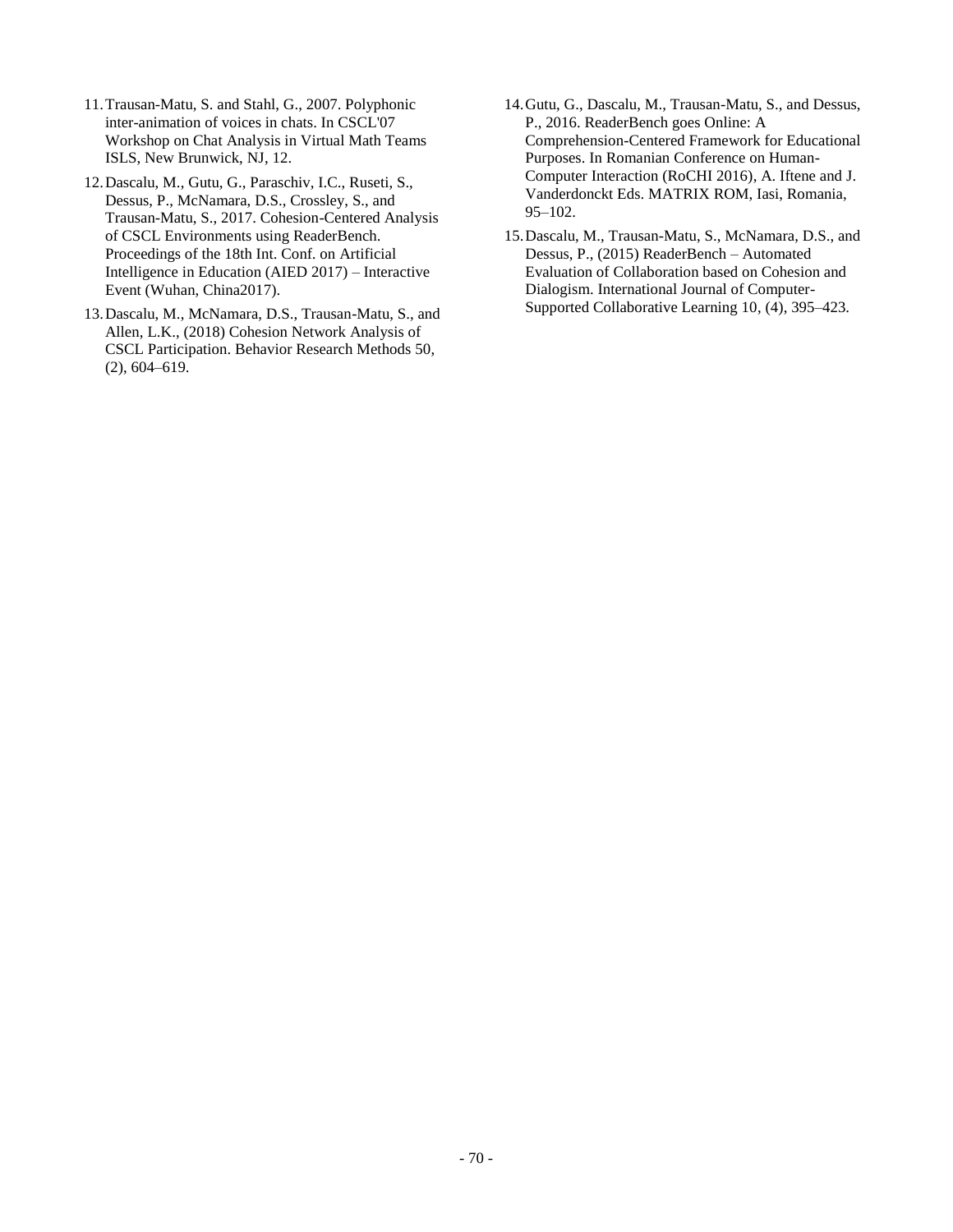11. Trausan-Matu, S. and Stahl, G., 2007. Polyphonic inter-animation of voices in chats. In CSCL'07 Workshop on Chat Analysis in Virtual Math Teams ISLS, New Brunwick, NJ, 12.

12. Dascalu, M., Gutu, G., Paraschiv, I.C., Ruseti, S., Dessus, P., McNamara, D.S., Crossley, S., and Trausan-Matu, S., 2017. Cohesion-Centered Analysis of CSCL Environments using ReaderBench. Proceedings of the 18th Int. Conf. on Artificial Intelligence in Education (AIED 2017) – Interactive Event (Wuhan, China2017).

13. Dascalu, M., McNamara, D.S., Trausan-Matu, S., and Allen, L.K., (2018) Cohesion Network Analysis of CSCL Participation. Behavior Research Methods 50, (2), 604–619.

14. Gutu, G., Dascalu, M., Trausan-Matu, S., and Dessus, P., 2016. ReaderBench goes Online: A Comprehension-Centered Framework for Educational Purposes. In Romanian Conference on Human-Computer Interaction (RoCHI 2016), A. Iftene and J. Vanderdonckt Eds. MATRIX ROM, Iasi, Romania, 95–102.

15. Dascalu, M., Trausan-Matu, S., McNamara, D.S., and Dessus, P., (2015) ReaderBench – Automated Evaluation of Collaboration based on Cohesion and Dialogism. International Journal of Computer-Supported Collaborative Learning 10, (4), 395–423.